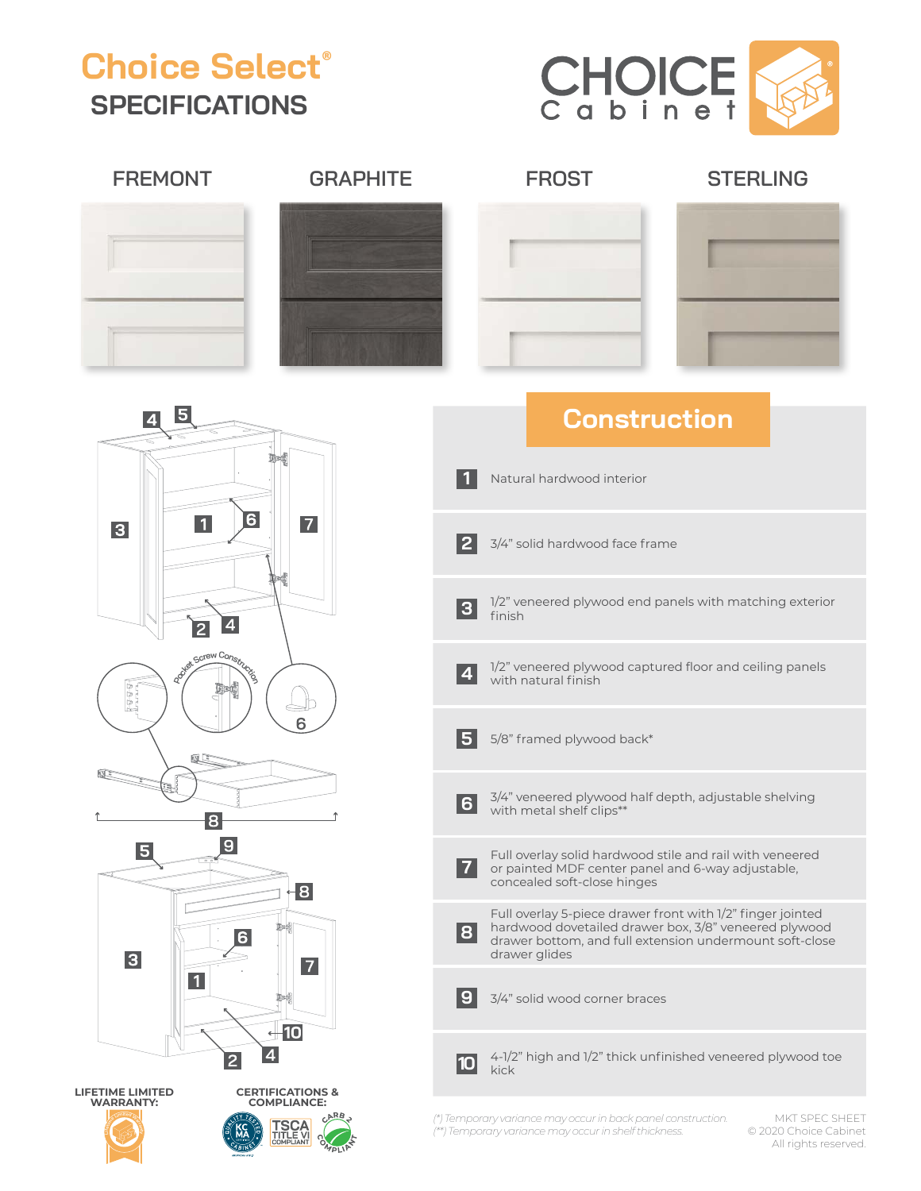# Choice Select®

## SPECIFICATIONS

CHOICE Cabinet

FREMONT | GRAPHITE | FROST | STERLING

## Construction

1. Natural hardwood interior
2. 3/4" solid hardwood face frame
3. 1/2" veneered plywood end panels with matching exterior finish
4. 1/2" veneered plywood captured floor and ceiling panels with natural finish
5. 5/8" framed plywood back*
6. 3/4" veneered plywood half depth, adjustable shelving with metal shelf clips**
7. Full overlay solid hardwood stile and rail with veneered or painted MDF center panel and 6-way adjustable, concealed soft-close hinges
8. Full overlay 5-piece drawer front with 1/2" finger jointed hardwood dovetailed drawer box, 3/8" veneered plywood drawer bottom, and full extension undermount soft-close drawer glides
9. 3/4" solid wood corner braces
10. 4-1/2" high and 1/2" thick unfinished veneered plywood toe kick

Pocket Screw Construction

**LIFETIME LIMITED WARRANTY:**

**CERTIFICATIONS & COMPLIANCE:**

KCMA Quality Tested Cabinet · TSCA Title VI Compliant · CARB 2 Compliant

*(*) Temporary variance may occur in back panel construction.*
*(**) Temporary variance may occur in shelf thickness.*

MKT SPEC SHEET
© 2020 Choice Cabinet
All rights reserved.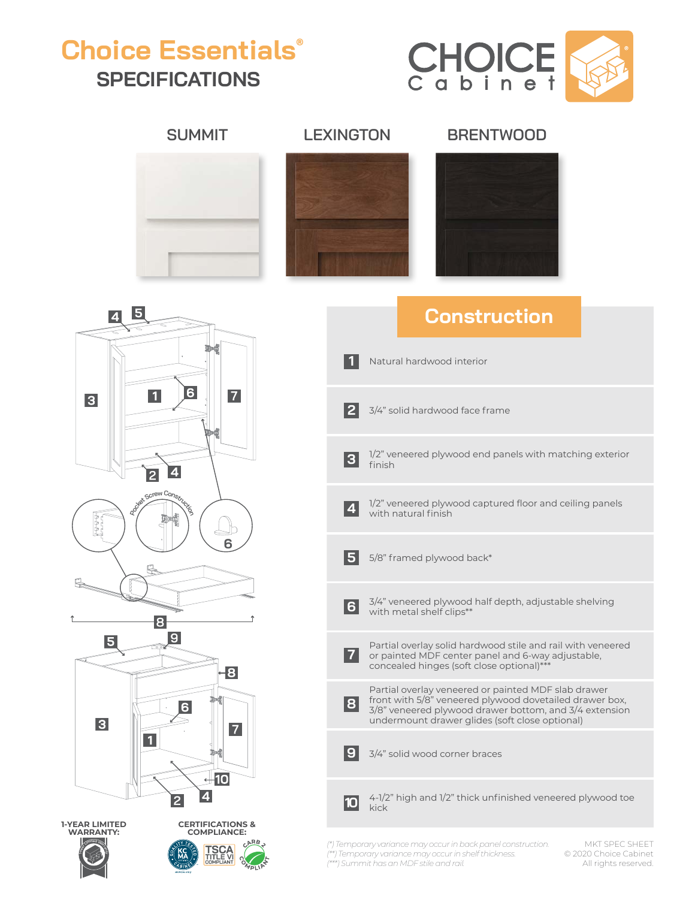# Choice Essentials®

## SPECIFICATIONS

CHOICE Cabinet

SUMMIT

LEXINGTON

BRENTWOOD

## Construction

1. Natural hardwood interior
2. 3/4" solid hardwood face frame
3. 1/2" veneered plywood end panels with matching exterior finish
4. 1/2" veneered plywood captured floor and ceiling panels with natural finish
5. 5/8" framed plywood back*
6. 3/4" veneered plywood half depth, adjustable shelving with metal shelf clips**
7. Partial overlay solid hardwood stile and rail with veneered or painted MDF center panel and 6-way adjustable, concealed hinges (soft close optional)***
8. Partial overlay veneered or painted MDF slab drawer front with 5/8" veneered plywood dovetailed drawer box, 3/8" veneered plywood drawer bottom, and 3/4 extension undermount drawer glides (soft close optional)
9. 3/4" solid wood corner braces
10. 4-1/2" high and 1/2" thick unfinished veneered plywood toe kick

Pocket Screw Construction

**1-YEAR LIMITED WARRANTY:**

**CERTIFICATIONS & COMPLIANCE:**

*(*) Temporary variance may occur in back panel construction.*
*(**) Temporary variance may occur in shelf thickness.*
*(***) Summit has an MDF stile and rail.*

MKT SPEC SHEET
© 2020 Choice Cabinet
All rights reserved.